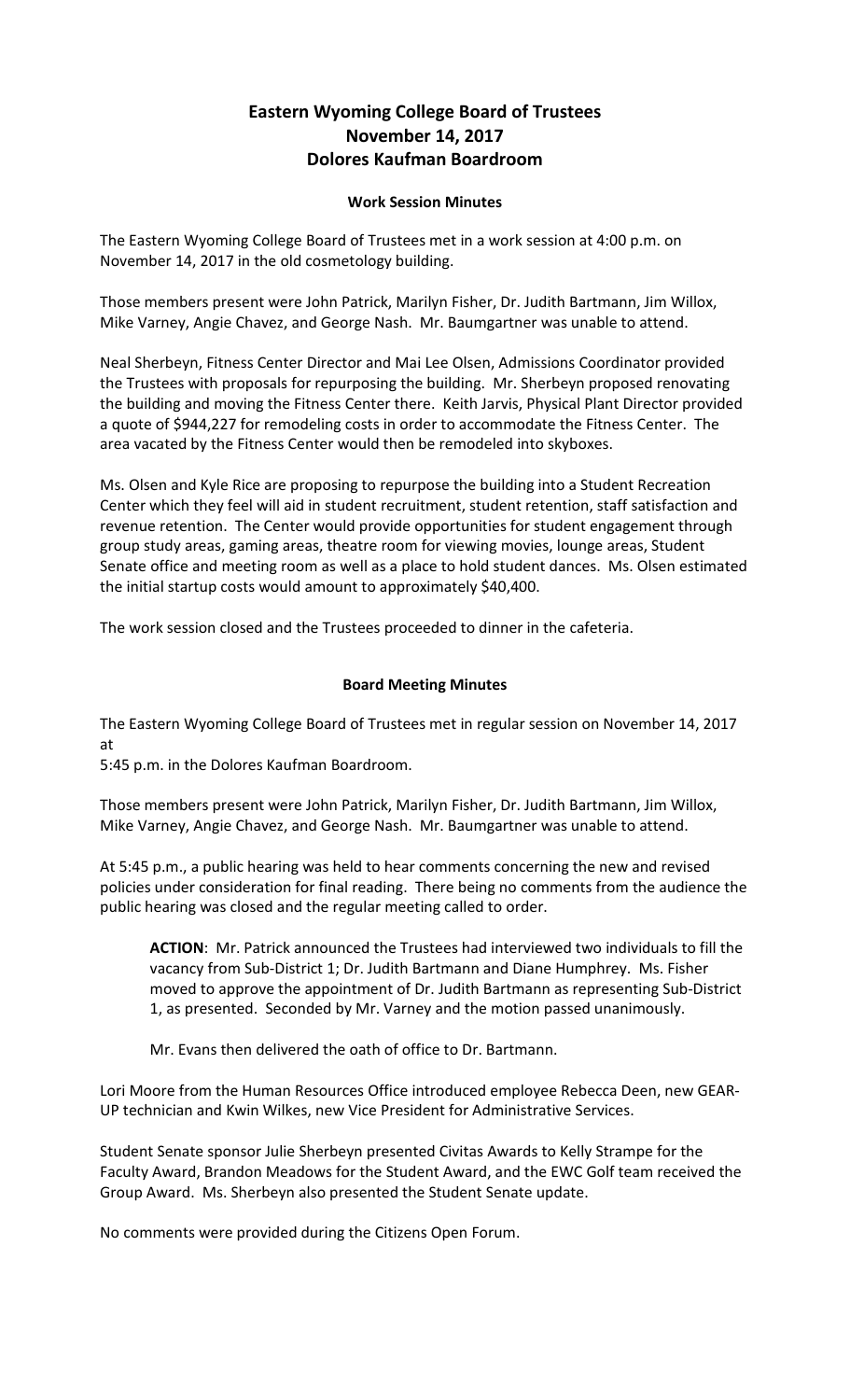# Eastern Wyoming College Board of Trustees
# November 14, 2017
# Dolores Kaufman Boardroom

### Work Session Minutes

The Eastern Wyoming College Board of Trustees met in a work session at 4:00 p.m. on November 14, 2017 in the old cosmetology building.

Those members present were John Patrick, Marilyn Fisher, Dr. Judith Bartmann, Jim Willox, Mike Varney, Angie Chavez, and George Nash. Mr. Baumgartner was unable to attend.

Neal Sherbeyn, Fitness Center Director and Mai Lee Olsen, Admissions Coordinator provided the Trustees with proposals for repurposing the building. Mr. Sherbeyn proposed renovating the building and moving the Fitness Center there. Keith Jarvis, Physical Plant Director provided a quote of $944,227 for remodeling costs in order to accommodate the Fitness Center. The area vacated by the Fitness Center would then be remodeled into skyboxes.

Ms. Olsen and Kyle Rice are proposing to repurpose the building into a Student Recreation Center which they feel will aid in student recruitment, student retention, staff satisfaction and revenue retention. The Center would provide opportunities for student engagement through group study areas, gaming areas, theatre room for viewing movies, lounge areas, Student Senate office and meeting room as well as a place to hold student dances. Ms. Olsen estimated the initial startup costs would amount to approximately $40,400.

The work session closed and the Trustees proceeded to dinner in the cafeteria.

### Board Meeting Minutes

The Eastern Wyoming College Board of Trustees met in regular session on November 14, 2017 at
5:45 p.m. in the Dolores Kaufman Boardroom.

Those members present were John Patrick, Marilyn Fisher, Dr. Judith Bartmann, Jim Willox, Mike Varney, Angie Chavez, and George Nash. Mr. Baumgartner was unable to attend.

At 5:45 p.m., a public hearing was held to hear comments concerning the new and revised policies under consideration for final reading. There being no comments from the audience the public hearing was closed and the regular meeting called to order.

> **ACTION**: Mr. Patrick announced the Trustees had interviewed two individuals to fill the vacancy from Sub-District 1; Dr. Judith Bartmann and Diane Humphrey. Ms. Fisher moved to approve the appointment of Dr. Judith Bartmann as representing Sub-District 1, as presented. Seconded by Mr. Varney and the motion passed unanimously.
>
> Mr. Evans then delivered the oath of office to Dr. Bartmann.

Lori Moore from the Human Resources Office introduced employee Rebecca Deen, new GEAR-UP technician and Kwin Wilkes, new Vice President for Administrative Services.

Student Senate sponsor Julie Sherbeyn presented Civitas Awards to Kelly Strampe for the Faculty Award, Brandon Meadows for the Student Award, and the EWC Golf team received the Group Award. Ms. Sherbeyn also presented the Student Senate update.

No comments were provided during the Citizens Open Forum.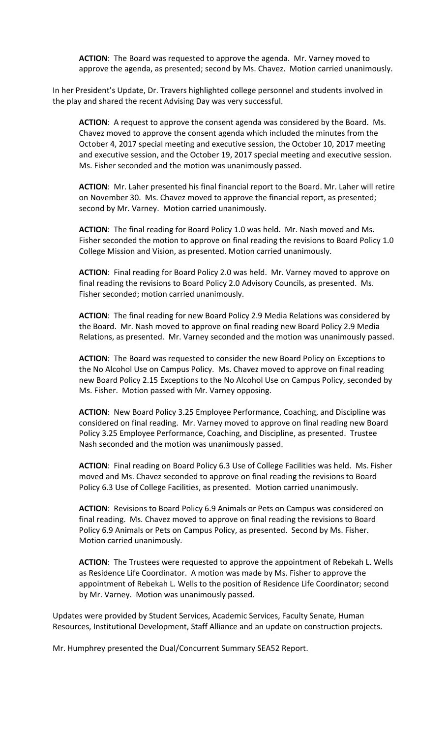**ACTION**: The Board was requested to approve the agenda. Mr. Varney moved to approve the agenda, as presented; second by Ms. Chavez. Motion carried unanimously.

In her President's Update, Dr. Travers highlighted college personnel and students involved in the play and shared the recent Advising Day was very successful.

**ACTION**: A request to approve the consent agenda was considered by the Board. Ms. Chavez moved to approve the consent agenda which included the minutes from the October 4, 2017 special meeting and executive session, the October 10, 2017 meeting and executive session, and the October 19, 2017 special meeting and executive session. Ms. Fisher seconded and the motion was unanimously passed.

**ACTION**: Mr. Laher presented his final financial report to the Board. Mr. Laher will retire on November 30. Ms. Chavez moved to approve the financial report, as presented; second by Mr. Varney. Motion carried unanimously.

**ACTION**: The final reading for Board Policy 1.0 was held. Mr. Nash moved and Ms. Fisher seconded the motion to approve on final reading the revisions to Board Policy 1.0 College Mission and Vision, as presented. Motion carried unanimously.

**ACTION**: Final reading for Board Policy 2.0 was held. Mr. Varney moved to approve on final reading the revisions to Board Policy 2.0 Advisory Councils, as presented. Ms. Fisher seconded; motion carried unanimously.

**ACTION**: The final reading for new Board Policy 2.9 Media Relations was considered by the Board. Mr. Nash moved to approve on final reading new Board Policy 2.9 Media Relations, as presented. Mr. Varney seconded and the motion was unanimously passed.

**ACTION**: The Board was requested to consider the new Board Policy on Exceptions to the No Alcohol Use on Campus Policy. Ms. Chavez moved to approve on final reading new Board Policy 2.15 Exceptions to the No Alcohol Use on Campus Policy, seconded by Ms. Fisher. Motion passed with Mr. Varney opposing.

**ACTION**: New Board Policy 3.25 Employee Performance, Coaching, and Discipline was considered on final reading. Mr. Varney moved to approve on final reading new Board Policy 3.25 Employee Performance, Coaching, and Discipline, as presented. Trustee Nash seconded and the motion was unanimously passed.

**ACTION**: Final reading on Board Policy 6.3 Use of College Facilities was held. Ms. Fisher moved and Ms. Chavez seconded to approve on final reading the revisions to Board Policy 6.3 Use of College Facilities, as presented. Motion carried unanimously.

**ACTION**: Revisions to Board Policy 6.9 Animals or Pets on Campus was considered on final reading. Ms. Chavez moved to approve on final reading the revisions to Board Policy 6.9 Animals or Pets on Campus Policy, as presented. Second by Ms. Fisher. Motion carried unanimously.

**ACTION**: The Trustees were requested to approve the appointment of Rebekah L. Wells as Residence Life Coordinator. A motion was made by Ms. Fisher to approve the appointment of Rebekah L. Wells to the position of Residence Life Coordinator; second by Mr. Varney. Motion was unanimously passed.

Updates were provided by Student Services, Academic Services, Faculty Senate, Human Resources, Institutional Development, Staff Alliance and an update on construction projects.

Mr. Humphrey presented the Dual/Concurrent Summary SEA52 Report.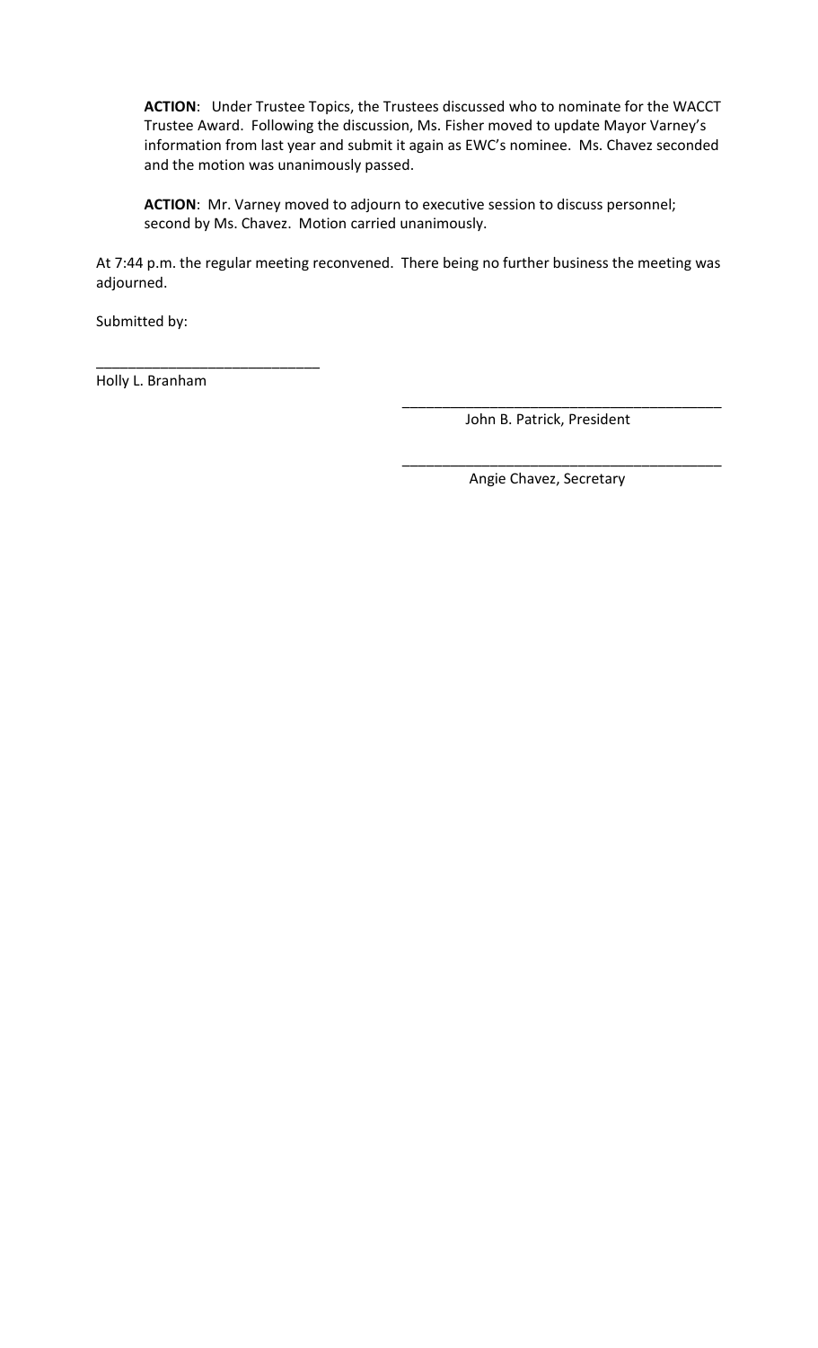**ACTION**: Under Trustee Topics, the Trustees discussed who to nominate for the WACCT Trustee Award. Following the discussion, Ms. Fisher moved to update Mayor Varney's information from last year and submit it again as EWC's nominee. Ms. Chavez seconded and the motion was unanimously passed.

**ACTION**: Mr. Varney moved to adjourn to executive session to discuss personnel; second by Ms. Chavez. Motion carried unanimously.

At 7:44 p.m. the regular meeting reconvened. There being no further business the meeting was adjourned.

Submitted by:

____________________________
Holly L. Branham

________________________________________
John B. Patrick, President

________________________________________
Angie Chavez, Secretary